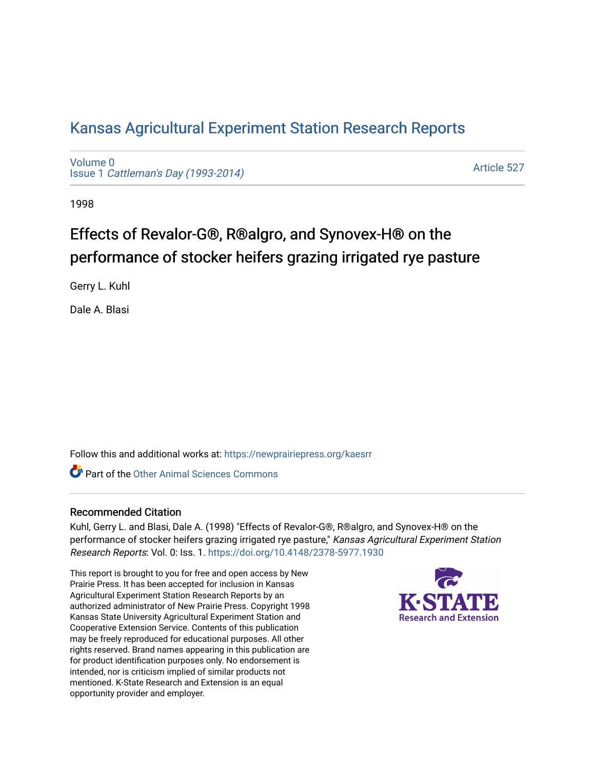# Kansas Agricultural Experiment Station Research Reports

Volume 0
Issue 1 *Cattleman's Day (1993-2014)*

Article 527

1998

## Effects of Revalor-G®, R®algro, and Synovex-H® on the performance of stocker heifers grazing irrigated rye pasture

Gerry L. Kuhl

Dale A. Blasi

Follow this and additional works at: https://newprairiepress.org/kaesrr

Part of the Other Animal Sciences Commons

### Recommended Citation

Kuhl, Gerry L. and Blasi, Dale A. (1998) "Effects of Revalor-G®, R®algro, and Synovex-H® on the performance of stocker heifers grazing irrigated rye pasture," *Kansas Agricultural Experiment Station Research Reports*: Vol. 0: Iss. 1. https://doi.org/10.4148/2378-5977.1930

This report is brought to you for free and open access by New Prairie Press. It has been accepted for inclusion in Kansas Agricultural Experiment Station Research Reports by an authorized administrator of New Prairie Press. Copyright 1998 Kansas State University Agricultural Experiment Station and Cooperative Extension Service. Contents of this publication may be freely reproduced for educational purposes. All other rights reserved. Brand names appearing in this publication are for product identification purposes only. No endorsement is intended, nor is criticism implied of similar products not mentioned. K-State Research and Extension is an equal opportunity provider and employer.

K-STATE Research and Extension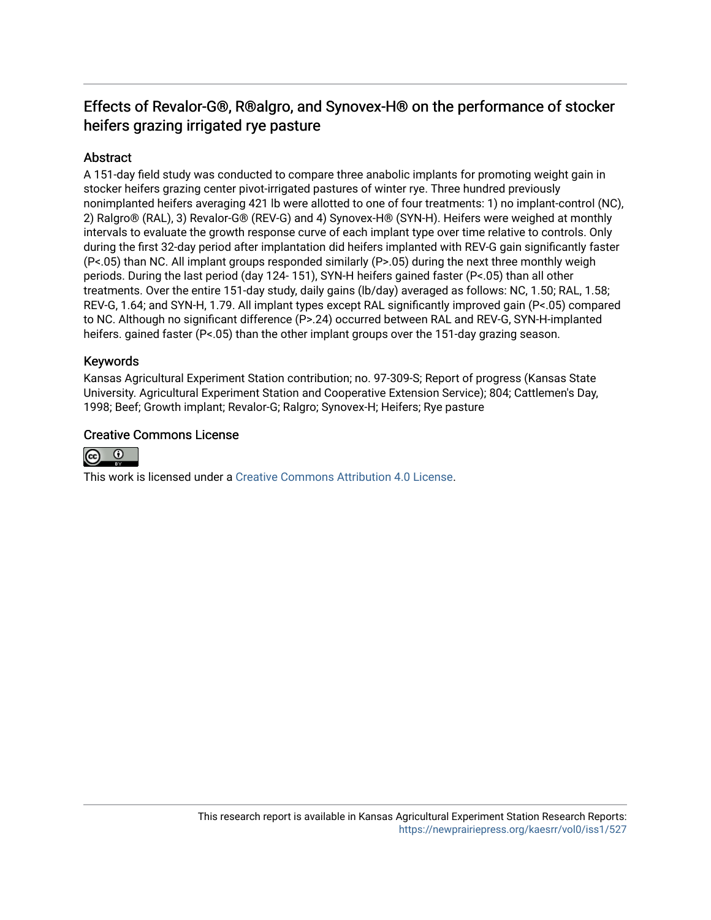## Effects of Revalor-G®, R®algro, and Synovex-H® on the performance of stocker heifers grazing irrigated rye pasture

### Abstract

A 151-day field study was conducted to compare three anabolic implants for promoting weight gain in stocker heifers grazing center pivot-irrigated pastures of winter rye. Three hundred previously nonimplanted heifers averaging 421 lb were allotted to one of four treatments: 1) no implant-control (NC), 2) Ralgro® (RAL), 3) Revalor-G® (REV-G) and 4) Synovex-H® (SYN-H). Heifers were weighed at monthly intervals to evaluate the growth response curve of each implant type over time relative to controls. Only during the first 32-day period after implantation did heifers implanted with REV-G gain significantly faster ($P<.05$) than NC. All implant groups responded similarly ($P>.05$) during the next three monthly weigh periods. During the last period (day 124- 151), SYN-H heifers gained faster ($P<.05$) than all other treatments. Over the entire 151-day study, daily gains (lb/day) averaged as follows: NC, 1.50; RAL, 1.58; REV-G, 1.64; and SYN-H, 1.79. All implant types except RAL significantly improved gain ($P<.05$) compared to NC. Although no significant difference ($P>.24$) occurred between RAL and REV-G, SYN-H-implanted heifers. gained faster ($P<.05$) than the other implant groups over the 151-day grazing season.

### Keywords

Kansas Agricultural Experiment Station contribution; no. 97-309-S; Report of progress (Kansas State University. Agricultural Experiment Station and Cooperative Extension Service); 804; Cattlemen's Day, 1998; Beef; Growth implant; Revalor-G; Ralgro; Synovex-H; Heifers; Rye pasture

### Creative Commons License

This work is licensed under a Creative Commons Attribution 4.0 License.

This research report is available in Kansas Agricultural Experiment Station Research Reports: https://newprairiepress.org/kaesrr/vol0/iss1/527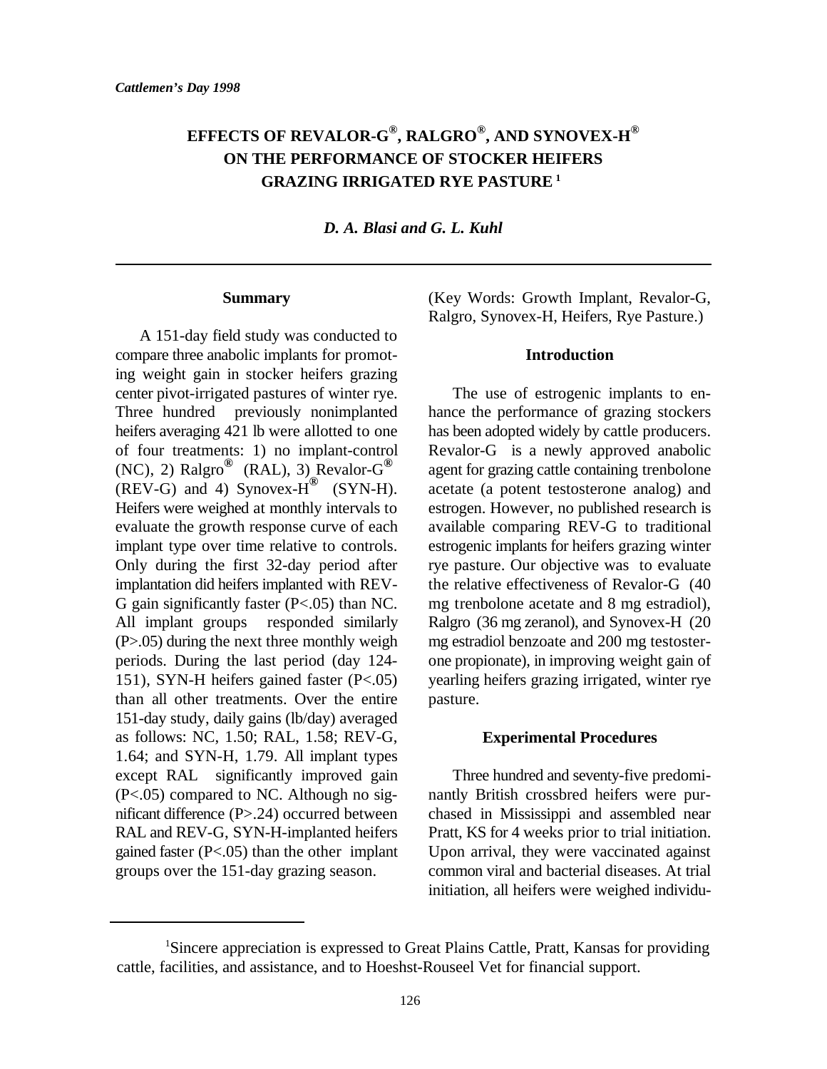*Cattlemen's Day 1998*

# EFFECTS OF REVALOR-G®, RALGRO®, AND SYNOVEX-H® ON THE PERFORMANCE OF STOCKER HEIFERS GRAZING IRRIGATED RYE PASTURE [1]

***D. A. Blasi and G. L. Kuhl***

## Summary

A 151-day field study was conducted to compare three anabolic implants for promoting weight gain in stocker heifers grazing center pivot-irrigated pastures of winter rye. Three hundred previously nonimplanted heifers averaging 421 lb were allotted to one of four treatments: 1) no implant-control (NC), 2) Ralgro® (RAL), 3) Revalor-G® (REV-G) and 4) Synovex-H® (SYN-H). Heifers were weighed at monthly intervals to evaluate the growth response curve of each implant type over time relative to controls. Only during the first 32-day period after implantation did heifers implanted with REV-G gain significantly faster ($P<.05$) than NC. All implant groups responded similarly ($P>.05$) during the next three monthly weigh periods. During the last period (day 124-151), SYN-H heifers gained faster ($P<.05$) than all other treatments. Over the entire 151-day study, daily gains (lb/day) averaged as follows: NC, 1.50; RAL, 1.58; REV-G, 1.64; and SYN-H, 1.79. All implant types except RAL significantly improved gain ($P<.05$) compared to NC. Although no significant difference ($P>.24$) occurred between RAL and REV-G, SYN-H-implanted heifers gained faster ($P<.05$) than the other implant groups over the 151-day grazing season.

(Key Words: Growth Implant, Revalor-G, Ralgro, Synovex-H, Heifers, Rye Pasture.)

## Introduction

The use of estrogenic implants to enhance the performance of grazing stockers has been adopted widely by cattle producers. Revalor-G is a newly approved anabolic agent for grazing cattle containing trenbolone acetate (a potent testosterone analog) and estrogen. However, no published research is available comparing REV-G to traditional estrogenic implants for heifers grazing winter rye pasture. Our objective was to evaluate the relative effectiveness of Revalor-G (40 mg trenbolone acetate and 8 mg estradiol), Ralgro (36 mg zeranol), and Synovex-H (20 mg estradiol benzoate and 200 mg testosterone propionate), in improving weight gain of yearling heifers grazing irrigated, winter rye pasture.

## Experimental Procedures

Three hundred and seventy-five predominantly British crossbred heifers were purchased in Mississippi and assembled near Pratt, KS for 4 weeks prior to trial initiation. Upon arrival, they were vaccinated against common viral and bacterial diseases. At trial initiation, all heifers were weighed individu-

[1] Sincere appreciation is expressed to Great Plains Cattle, Pratt, Kansas for providing cattle, facilities, and assistance, and to Hoeshst-Rouseel Vet for financial support.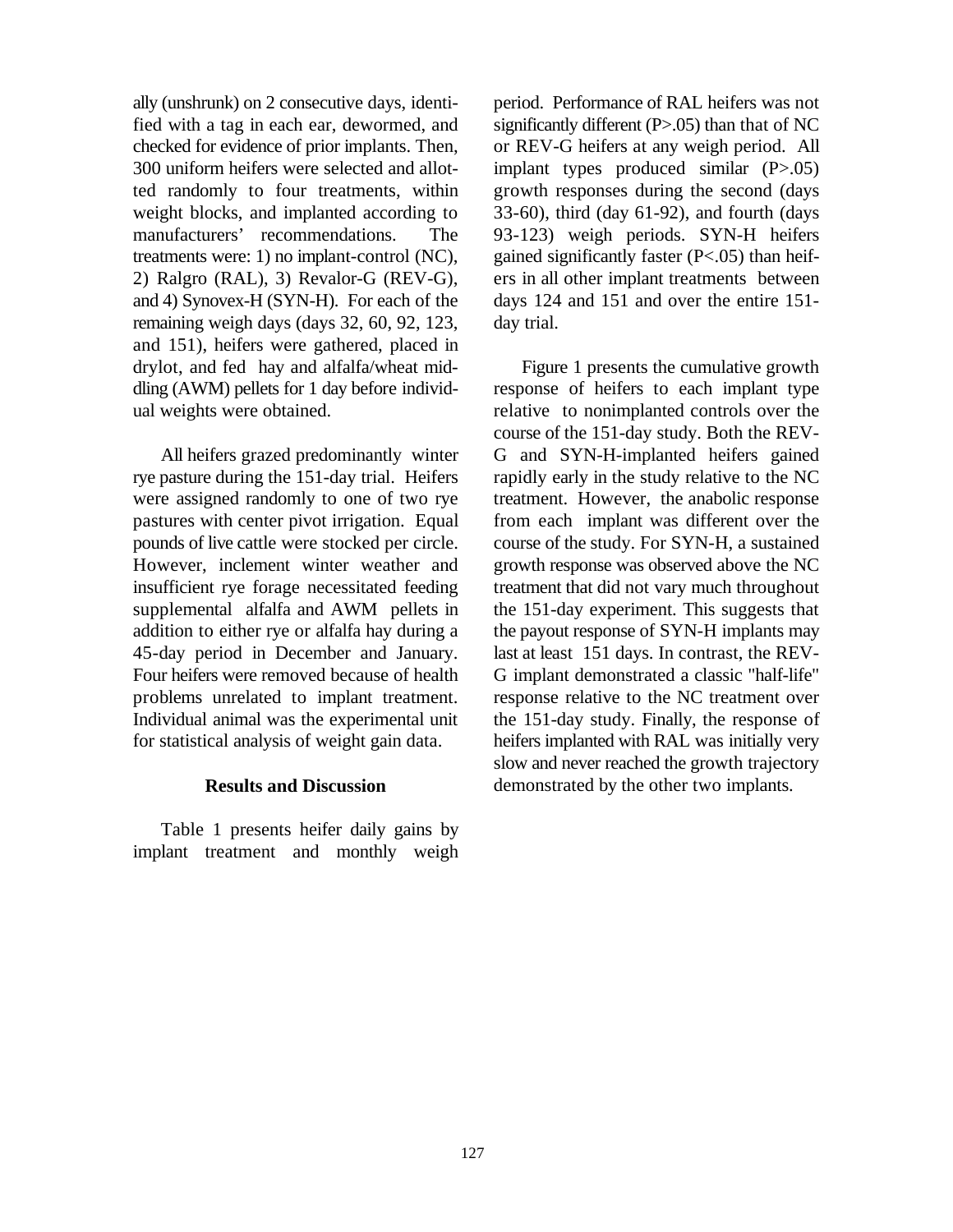ally (unshrunk) on 2 consecutive days, identified with a tag in each ear, dewormed, and checked for evidence of prior implants. Then, 300 uniform heifers were selected and allotted randomly to four treatments, within weight blocks, and implanted according to manufacturers' recommendations. The treatments were: 1) no implant-control (NC), 2) Ralgro (RAL), 3) Revalor-G (REV-G), and 4) Synovex-H (SYN-H). For each of the remaining weigh days (days 32, 60, 92, 123, and 151), heifers were gathered, placed in drylot, and fed hay and alfalfa/wheat middling (AWM) pellets for 1 day before individual weights were obtained.

All heifers grazed predominantly winter rye pasture during the 151-day trial. Heifers were assigned randomly to one of two rye pastures with center pivot irrigation. Equal pounds of live cattle were stocked per circle. However, inclement winter weather and insufficient rye forage necessitated feeding supplemental alfalfa and AWM pellets in addition to either rye or alfalfa hay during a 45-day period in December and January. Four heifers were removed because of health problems unrelated to implant treatment. Individual animal was the experimental unit for statistical analysis of weight gain data.

## Results and Discussion

Table 1 presents heifer daily gains by implant treatment and monthly weigh period. Performance of RAL heifers was not significantly different (P>.05) than that of NC or REV-G heifers at any weigh period. All implant types produced similar (P>.05) growth responses during the second (days 33-60), third (day 61-92), and fourth (days 93-123) weigh periods. SYN-H heifers gained significantly faster (P<.05) than heifers in all other implant treatments between days 124 and 151 and over the entire 151-day trial.

Figure 1 presents the cumulative growth response of heifers to each implant type relative to nonimplanted controls over the course of the 151-day study. Both the REV-G and SYN-H-implanted heifers gained rapidly early in the study relative to the NC treatment. However, the anabolic response from each implant was different over the course of the study. For SYN-H, a sustained growth response was observed above the NC treatment that did not vary much throughout the 151-day experiment. This suggests that the payout response of SYN-H implants may last at least 151 days. In contrast, the REV-G implant demonstrated a classic "half-life" response relative to the NC treatment over the 151-day study. Finally, the response of heifers implanted with RAL was initially very slow and never reached the growth trajectory demonstrated by the other two implants.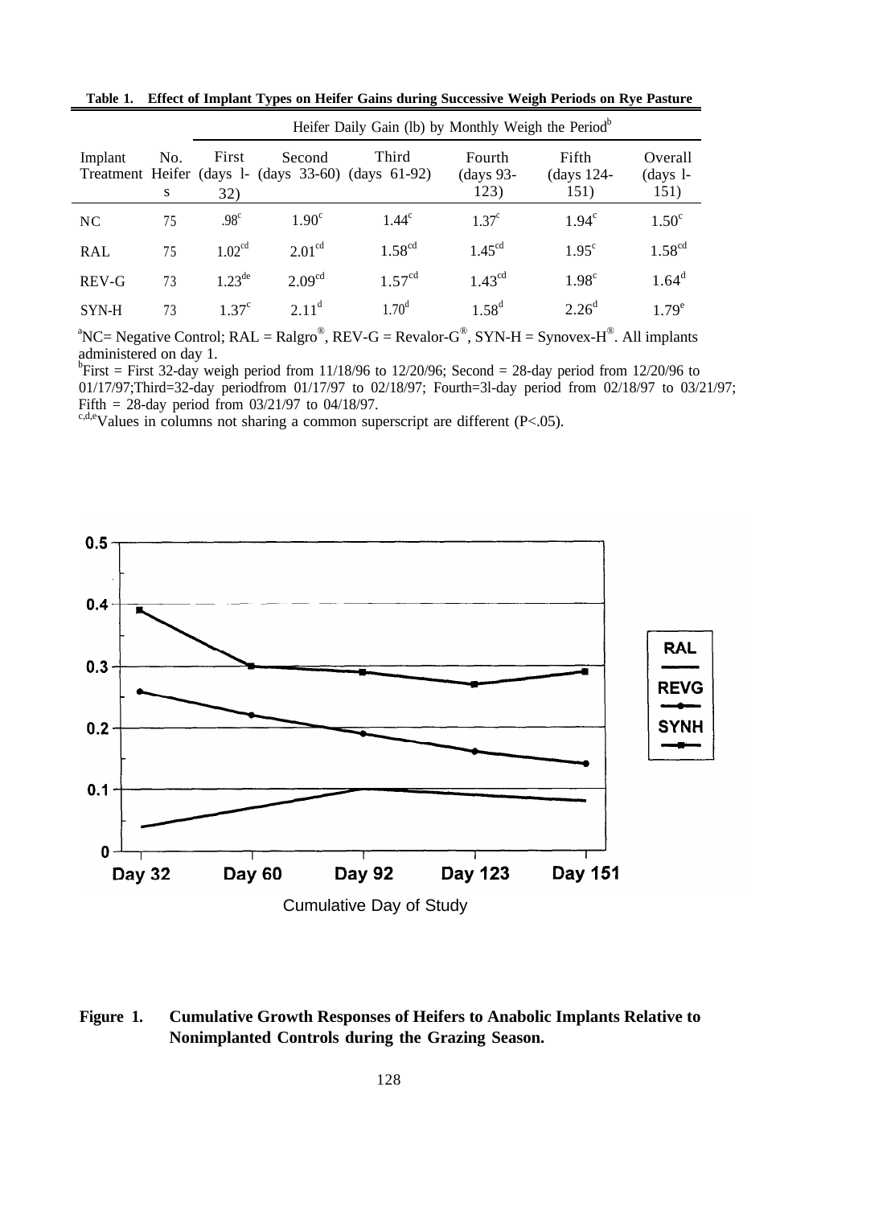**Table 1. Effect of Implant Types on Heifer Gains during Successive Weigh Periods on Rye Pasture**

| | | Heifer Daily Gain (lb) by Monthly Weigh the Period[b] | | | | | |
|---|---|---|---|---|---|---|---|
| Implant Treatment | No. Heifers | First (days 1-32) | Second (days 33-60) | Third (days 61-92) | Fourth (days 93-123) | Fifth (days 124-151) | Overall (days 1-151) |
| NC | 75 | .98[c] | 1.90[c] | 1.44[c] | 1.37[c] | 1.94[c] | 1.50[c] |
| RAL | 75 | 1.02[cd] | 2.01[cd] | 1.58[cd] | 1.45[cd] | 1.95[c] | 1.58[cd] |
| REV-G | 73 | 1.23[de] | 2.09[cd] | 1.57[cd] | 1.43[cd] | 1.98[c] | 1.64[d] |
| SYN-H | 73 | 1.37[c] | 2.11[d] | 1.70[d] | 1.58[d] | 2.26[d] | 1.79[e] |

[a]NC= Negative Control; RAL = Ralgro®, REV-G = Revalor-G®, SYN-H = Synovex-H®. All implants administered on day 1.
[b]First = First 32-day weigh period from 11/18/96 to 12/20/96; Second = 28-day period from 12/20/96 to 01/17/97;Third=32-day periodfrom 01/17/97 to 02/18/97; Fourth=3l-day period from 02/18/97 to 03/21/97; Fifth = 28-day period from 03/21/97 to 04/18/97.
[c,d,e]Values in columns not sharing a common superscript are different (P<.05).

0.5
0.4
0.3
0.2
0.1
0
Day 32
Day 60
Day 92
Day 123
Day 151
Cumulative Day of Study
RAL
REVG
SYNH

**Figure 1. Cumulative Growth Responses of Heifers to Anabolic Implants Relative to Nonimplanted Controls during the Grazing Season.**